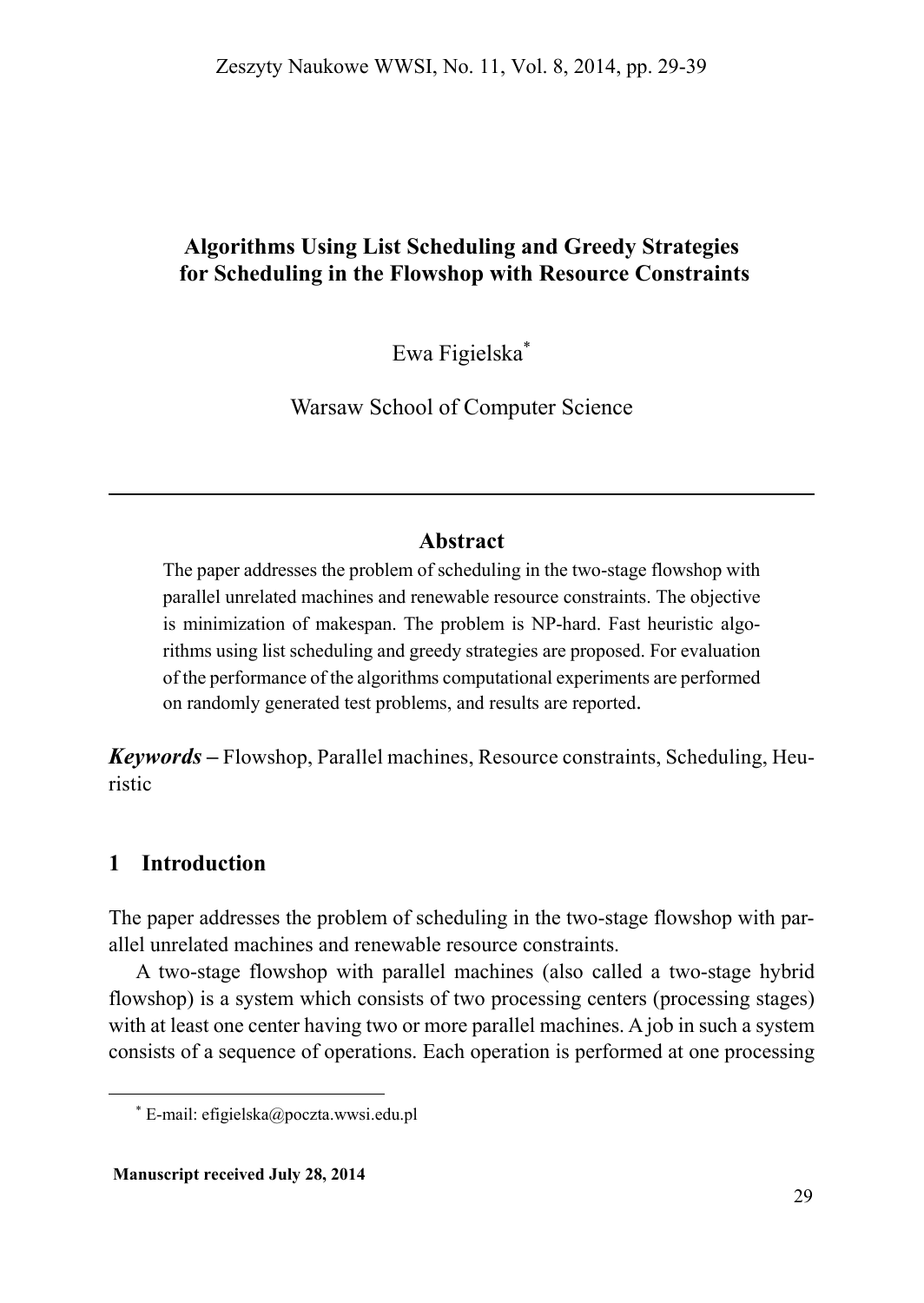# Algorithms Using List Scheduling and Greedy Strategies for Scheduling in the Flowshop with Resource Constraints

Ewa Figielska[*]

Warsaw School of Computer Science

---

## Abstract

The paper addresses the problem of scheduling in the two-stage flowshop with parallel unrelated machines and renewable resource constraints. The objective is minimization of makespan. The problem is NP-hard. Fast heuristic algorithms using list scheduling and greedy strategies are proposed. For evaluation of the performance of the algorithms computational experiments are performed on randomly generated test problems, and results are reported.

***Keywords*** – Flowshop, Parallel machines, Resource constraints, Scheduling, Heuristic

## 1 Introduction

The paper addresses the problem of scheduling in the two-stage flowshop with parallel unrelated machines and renewable resource constraints.

A two-stage flowshop with parallel machines (also called a two-stage hybrid flowshop) is a system which consists of two processing centers (processing stages) with at least one center having two or more parallel machines. A job in such a system consists of a sequence of operations. Each operation is performed at one processing

[*] E-mail: efigielska@poczta.wwsi.edu.pl

**Manuscript received July 28, 2014**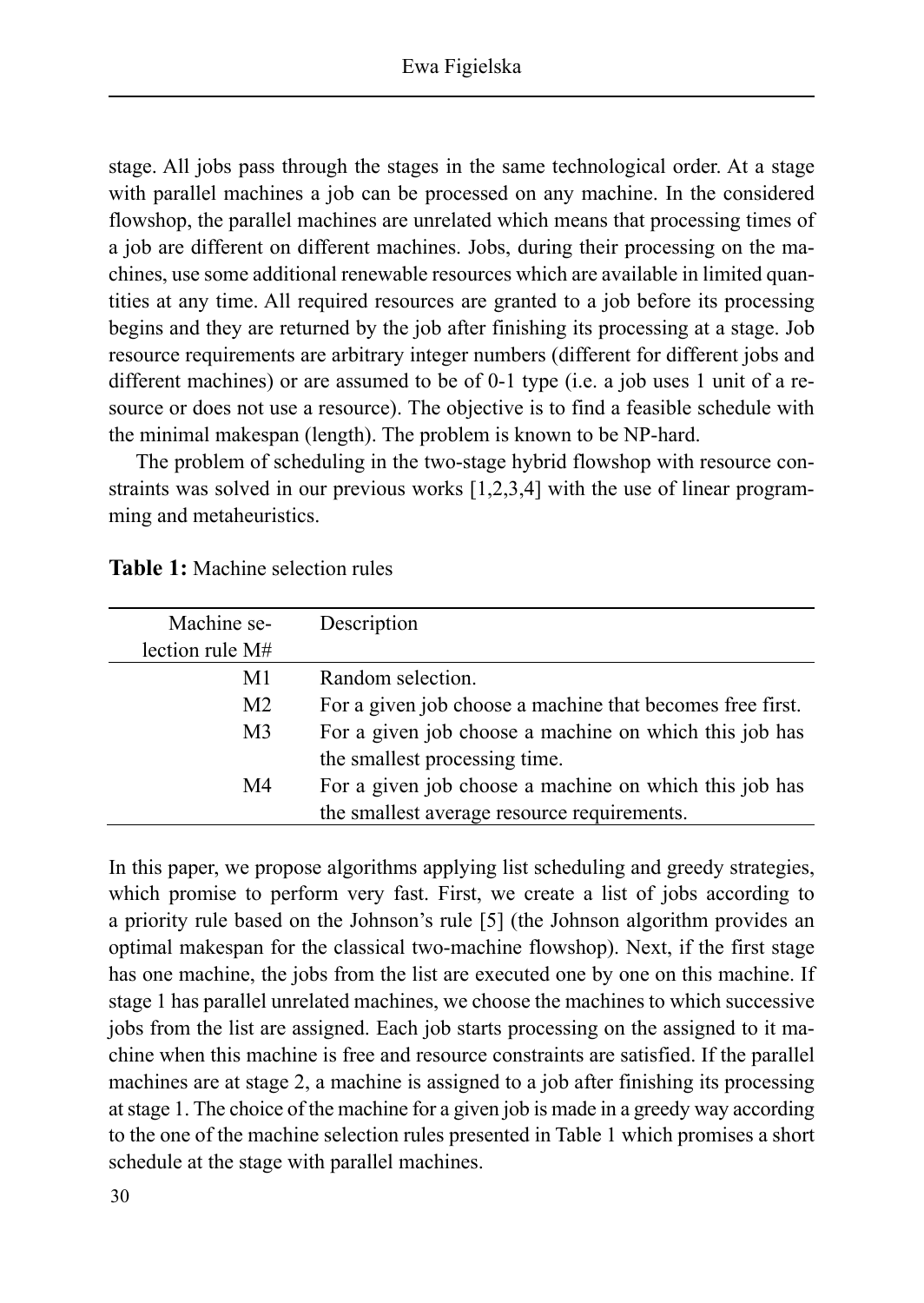stage. All jobs pass through the stages in the same technological order. At a stage with parallel machines a job can be processed on any machine. In the considered flowshop, the parallel machines are unrelated which means that processing times of a job are different on different machines. Jobs, during their processing on the machines, use some additional renewable resources which are available in limited quantities at any time. All required resources are granted to a job before its processing begins and they are returned by the job after finishing its processing at a stage. Job resource requirements are arbitrary integer numbers (different for different jobs and different machines) or are assumed to be of 0-1 type (i.e. a job uses 1 unit of a resource or does not use a resource). The objective is to find a feasible schedule with the minimal makespan (length). The problem is known to be NP-hard.

The problem of scheduling in the two-stage hybrid flowshop with resource constraints was solved in our previous works [1,2,3,4] with the use of linear programming and metaheuristics.

**Table 1:** Machine selection rules

| Machine selection rule M# | Description |
|---:|---|
| M1 | Random selection. |
| M2 | For a given job choose a machine that becomes free first. |
| M3 | For a given job choose a machine on which this job has the smallest processing time. |
| M4 | For a given job choose a machine on which this job has the smallest average resource requirements. |

In this paper, we propose algorithms applying list scheduling and greedy strategies, which promise to perform very fast. First, we create a list of jobs according to a priority rule based on the Johnson's rule [5] (the Johnson algorithm provides an optimal makespan for the classical two-machine flowshop). Next, if the first stage has one machine, the jobs from the list are executed one by one on this machine. If stage 1 has parallel unrelated machines, we choose the machines to which successive jobs from the list are assigned. Each job starts processing on the assigned to it machine when this machine is free and resource constraints are satisfied. If the parallel machines are at stage 2, a machine is assigned to a job after finishing its processing at stage 1. The choice of the machine for a given job is made in a greedy way according to the one of the machine selection rules presented in Table 1 which promises a short schedule at the stage with parallel machines.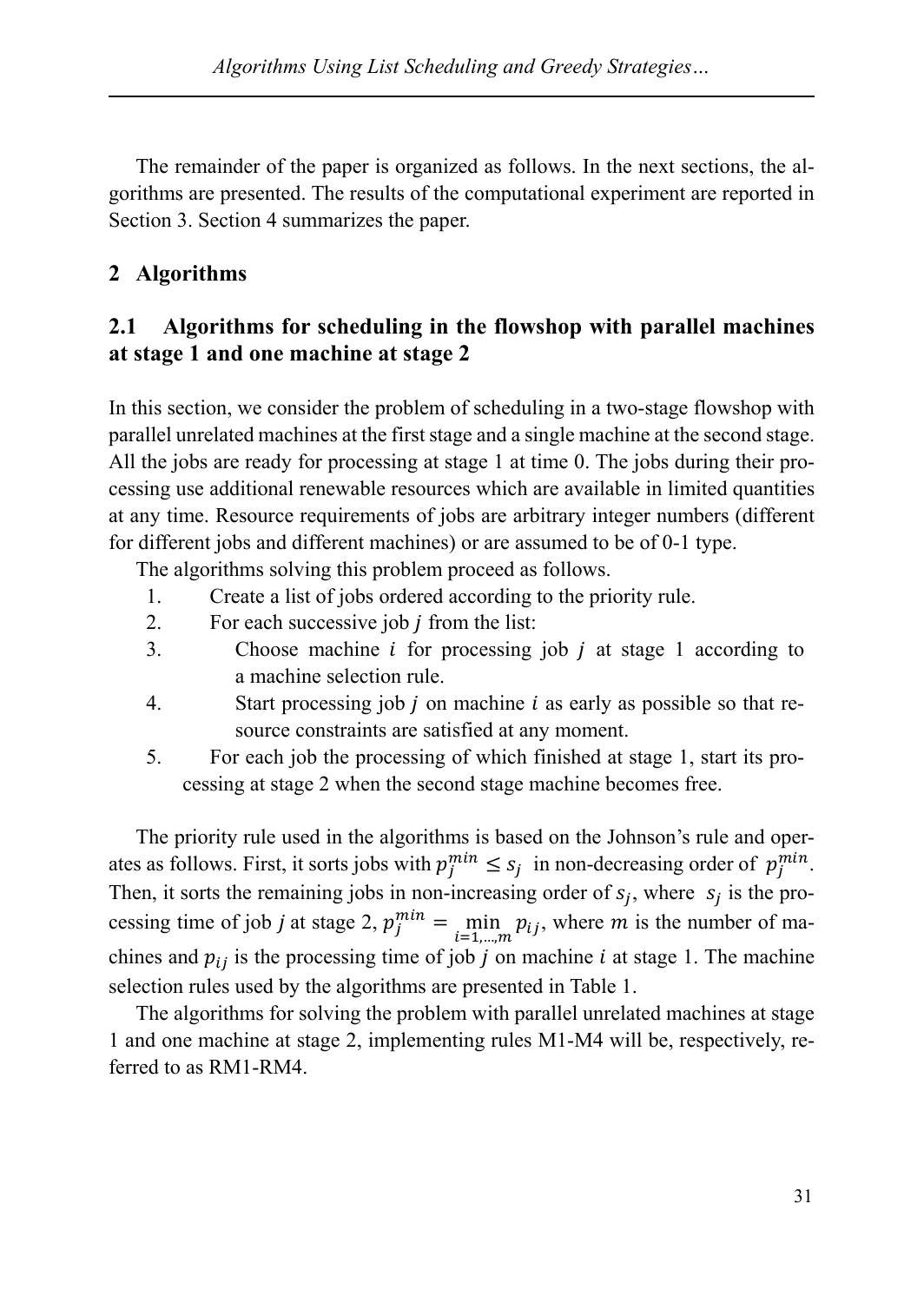The remainder of the paper is organized as follows. In the next sections, the algorithms are presented. The results of the computational experiment are reported in Section 3. Section 4 summarizes the paper.

## 2 Algorithms

### 2.1 Algorithms for scheduling in the flowshop with parallel machines at stage 1 and one machine at stage 2

In this section, we consider the problem of scheduling in a two-stage flowshop with parallel unrelated machines at the first stage and a single machine at the second stage. All the jobs are ready for processing at stage 1 at time 0. The jobs during their processing use additional renewable resources which are available in limited quantities at any time. Resource requirements of jobs are arbitrary integer numbers (different for different jobs and different machines) or are assumed to be of 0-1 type.

The algorithms solving this problem proceed as follows.

1. Create a list of jobs ordered according to the priority rule.
2. For each successive job $j$ from the list:
3. Choose machine $i$ for processing job $j$ at stage 1 according to a machine selection rule.
4. Start processing job $j$ on machine $i$ as early as possible so that resource constraints are satisfied at any moment.
5. For each job the processing of which finished at stage 1, start its processing at stage 2 when the second stage machine becomes free.

The priority rule used in the algorithms is based on the Johnson's rule and operates as follows. First, it sorts jobs with $p_j^{min} \leq s_j$ in non-decreasing order of $p_j^{min}$. Then, it sorts the remaining jobs in non-increasing order of $s_j$, where $s_j$ is the processing time of job $j$ at stage 2, $p_j^{min} = \min_{i=1,\ldots,m} p_{ij}$, where $m$ is the number of machines and $p_{ij}$ is the processing time of job $j$ on machine $i$ at stage 1. The machine selection rules used by the algorithms are presented in Table 1.

The algorithms for solving the problem with parallel unrelated machines at stage 1 and one machine at stage 2, implementing rules M1-M4 will be, respectively, referred to as RM1-RM4.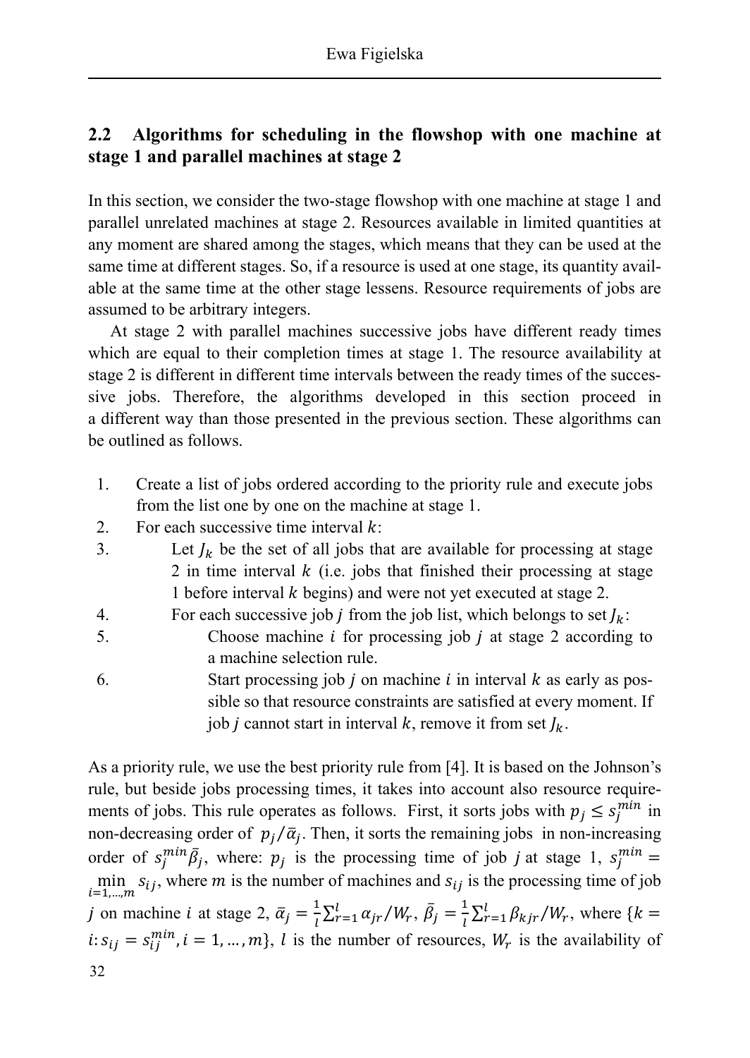## 2.2 Algorithms for scheduling in the flowshop with one machine at stage 1 and parallel machines at stage 2

In this section, we consider the two-stage flowshop with one machine at stage 1 and parallel unrelated machines at stage 2. Resources available in limited quantities at any moment are shared among the stages, which means that they can be used at the same time at different stages. So, if a resource is used at one stage, its quantity available at the same time at the other stage lessens. Resource requirements of jobs are assumed to be arbitrary integers.

At stage 2 with parallel machines successive jobs have different ready times which are equal to their completion times at stage 1. The resource availability at stage 2 is different in different time intervals between the ready times of the successive jobs. Therefore, the algorithms developed in this section proceed in a different way than those presented in the previous section. These algorithms can be outlined as follows.

1. Create a list of jobs ordered according to the priority rule and execute jobs from the list one by one on the machine at stage 1.
2. For each successive time interval $k$:
3. Let $J_k$ be the set of all jobs that are available for processing at stage 2 in time interval $k$ (i.e. jobs that finished their processing at stage 1 before interval $k$ begins) and were not yet executed at stage 2.
4. For each successive job $j$ from the job list, which belongs to set $J_k$:
5. Choose machine $i$ for processing job $j$ at stage 2 according to a machine selection rule.
6. Start processing job $j$ on machine $i$ in interval $k$ as early as possible so that resource constraints are satisfied at every moment. If job $j$ cannot start in interval $k$, remove it from set $J_k$.

As a priority rule, we use the best priority rule from [4]. It is based on the Johnson's rule, but beside jobs processing times, it takes into account also resource requirements of jobs. This rule operates as follows. First, it sorts jobs with $p_j \leq s_j^{min}$ in non-decreasing order of $p_j/\bar{\alpha}_j$. Then, it sorts the remaining jobs in non-increasing order of $s_j^{min}\bar{\beta}_j$, where: $p_j$ is the processing time of job $j$ at stage 1, $s_j^{min} = \min_{i=1,\dots,m} s_{ij}$, where $m$ is the number of machines and $s_{ij}$ is the processing time of job $j$ on machine $i$ at stage 2, $\bar{\alpha}_j = \frac{1}{l}\sum_{r=1}^{l} \alpha_{jr}/W_r$, $\bar{\beta}_j = \frac{1}{l}\sum_{r=1}^{l} \beta_{kjr}/W_r$, where $\{k = i: s_{ij} = s_{ij}^{min}, i = 1, \dots, m\}$, $l$ is the number of resources, $W_r$ is the availability of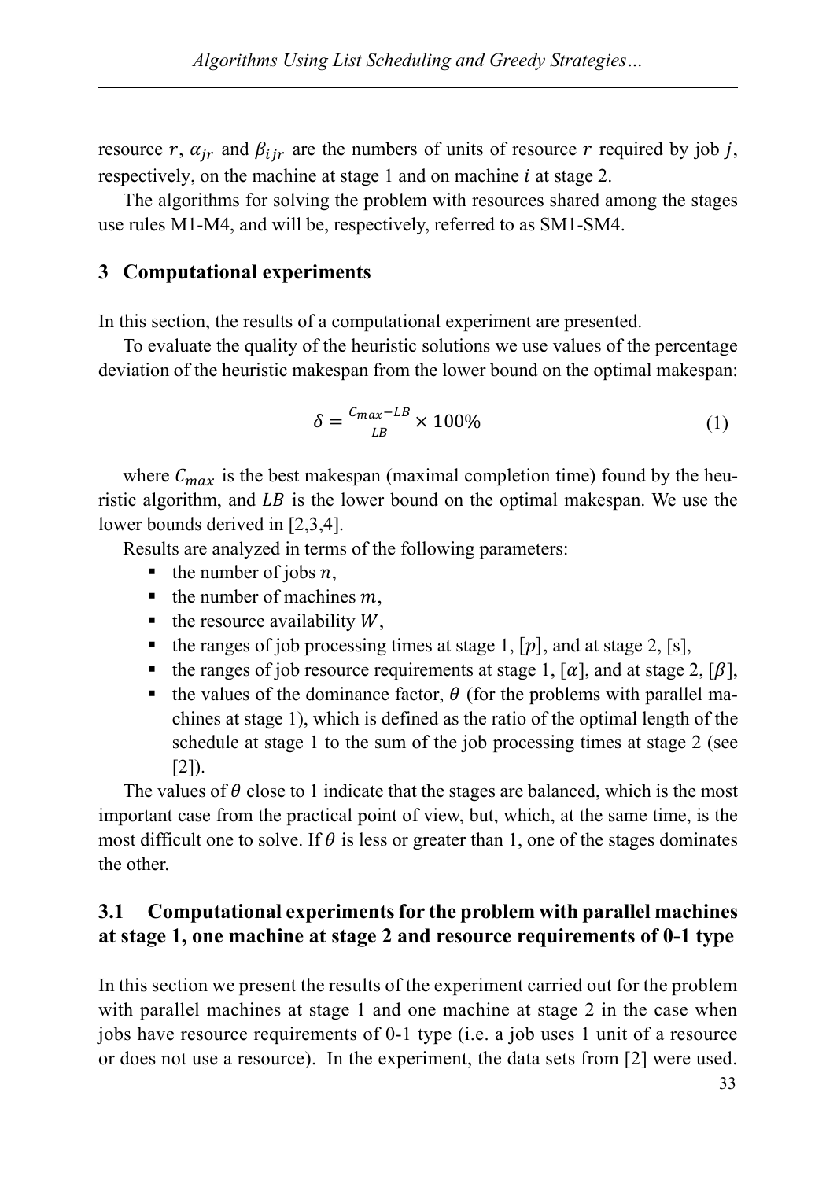resource $r$, $\alpha_{jr}$ and $\beta_{ijr}$ are the numbers of units of resource $r$ required by job $j$, respectively, on the machine at stage 1 and on machine $i$ at stage 2.

The algorithms for solving the problem with resources shared among the stages use rules M1-M4, and will be, respectively, referred to as SM1-SM4.

## 3 Computational experiments

In this section, the results of a computational experiment are presented.

To evaluate the quality of the heuristic solutions we use values of the percentage deviation of the heuristic makespan from the lower bound on the optimal makespan:

$$\delta = \frac{C_{max} - LB}{LB} \times 100\% \tag{1}$$

where $C_{max}$ is the best makespan (maximal completion time) found by the heuristic algorithm, and $LB$ is the lower bound on the optimal makespan. We use the lower bounds derived in [2,3,4].

Results are analyzed in terms of the following parameters:

- the number of jobs $n$,
- the number of machines $m$,
- the resource availability $W$,
- the ranges of job processing times at stage 1, $[p]$, and at stage 2, [s],
- the ranges of job resource requirements at stage 1, $[\alpha]$, and at stage 2, $[\beta]$,
- the values of the dominance factor, $\theta$ (for the problems with parallel machines at stage 1), which is defined as the ratio of the optimal length of the schedule at stage 1 to the sum of the job processing times at stage 2 (see [2]).

The values of $\theta$ close to 1 indicate that the stages are balanced, which is the most important case from the practical point of view, but, which, at the same time, is the most difficult one to solve. If $\theta$ is less or greater than 1, one of the stages dominates the other.

### 3.1 Computational experiments for the problem with parallel machines at stage 1, one machine at stage 2 and resource requirements of 0-1 type

In this section we present the results of the experiment carried out for the problem with parallel machines at stage 1 and one machine at stage 2 in the case when jobs have resource requirements of 0-1 type (i.e. a job uses 1 unit of a resource or does not use a resource). In the experiment, the data sets from [2] were used.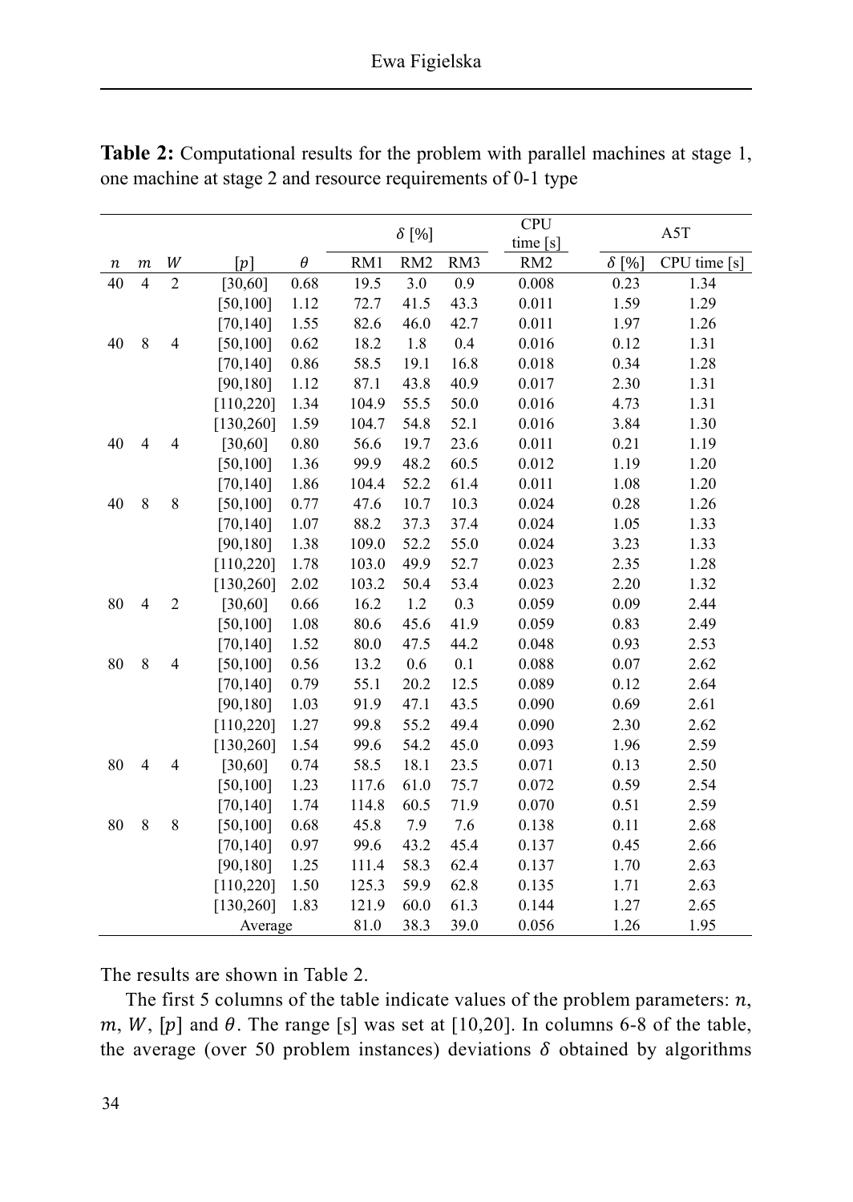**Table 2:** Computational results for the problem with parallel machines at stage 1, one machine at stage 2 and resource requirements of 0-1 type

| | | | | | $\delta$ [%] | | | CPU time [s] | A5T | |
|---|---|---|---|---|---|---|---|---|---|---|
| $n$ | $m$ | $W$ | $[p]$ | $\theta$ | RM1 | RM2 | RM3 | RM2 | $\delta$ [%] | CPU time [s] |
| 40 | 4 | 2 | [30,60] | 0.68 | 19.5 | 3.0 | 0.9 | 0.008 | 0.23 | 1.34 |
| | | | [50,100] | 1.12 | 72.7 | 41.5 | 43.3 | 0.011 | 1.59 | 1.29 |
| | | | [70,140] | 1.55 | 82.6 | 46.0 | 42.7 | 0.011 | 1.97 | 1.26 |
| 40 | 8 | 4 | [50,100] | 0.62 | 18.2 | 1.8 | 0.4 | 0.016 | 0.12 | 1.31 |
| | | | [70,140] | 0.86 | 58.5 | 19.1 | 16.8 | 0.018 | 0.34 | 1.28 |
| | | | [90,180] | 1.12 | 87.1 | 43.8 | 40.9 | 0.017 | 2.30 | 1.31 |
| | | | [110,220] | 1.34 | 104.9 | 55.5 | 50.0 | 0.016 | 4.73 | 1.31 |
| | | | [130,260] | 1.59 | 104.7 | 54.8 | 52.1 | 0.016 | 3.84 | 1.30 |
| 40 | 4 | 4 | [30,60] | 0.80 | 56.6 | 19.7 | 23.6 | 0.011 | 0.21 | 1.19 |
| | | | [50,100] | 1.36 | 99.9 | 48.2 | 60.5 | 0.012 | 1.19 | 1.20 |
| | | | [70,140] | 1.86 | 104.4 | 52.2 | 61.4 | 0.011 | 1.08 | 1.20 |
| 40 | 8 | 8 | [50,100] | 0.77 | 47.6 | 10.7 | 10.3 | 0.024 | 0.28 | 1.26 |
| | | | [70,140] | 1.07 | 88.2 | 37.3 | 37.4 | 0.024 | 1.05 | 1.33 |
| | | | [90,180] | 1.38 | 109.0 | 52.2 | 55.0 | 0.024 | 3.23 | 1.33 |
| | | | [110,220] | 1.78 | 103.0 | 49.9 | 52.7 | 0.023 | 2.35 | 1.28 |
| | | | [130,260] | 2.02 | 103.2 | 50.4 | 53.4 | 0.023 | 2.20 | 1.32 |
| 80 | 4 | 2 | [30,60] | 0.66 | 16.2 | 1.2 | 0.3 | 0.059 | 0.09 | 2.44 |
| | | | [50,100] | 1.08 | 80.6 | 45.6 | 41.9 | 0.059 | 0.83 | 2.49 |
| | | | [70,140] | 1.52 | 80.0 | 47.5 | 44.2 | 0.048 | 0.93 | 2.53 |
| 80 | 8 | 4 | [50,100] | 0.56 | 13.2 | 0.6 | 0.1 | 0.088 | 0.07 | 2.62 |
| | | | [70,140] | 0.79 | 55.1 | 20.2 | 12.5 | 0.089 | 0.12 | 2.64 |
| | | | [90,180] | 1.03 | 91.9 | 47.1 | 43.5 | 0.090 | 0.69 | 2.61 |
| | | | [110,220] | 1.27 | 99.8 | 55.2 | 49.4 | 0.090 | 2.30 | 2.62 |
| | | | [130,260] | 1.54 | 99.6 | 54.2 | 45.0 | 0.093 | 1.96 | 2.59 |
| 80 | 4 | 4 | [30,60] | 0.74 | 58.5 | 18.1 | 23.5 | 0.071 | 0.13 | 2.50 |
| | | | [50,100] | 1.23 | 117.6 | 61.0 | 75.7 | 0.072 | 0.59 | 2.54 |
| | | | [70,140] | 1.74 | 114.8 | 60.5 | 71.9 | 0.070 | 0.51 | 2.59 |
| 80 | 8 | 8 | [50,100] | 0.68 | 45.8 | 7.9 | 7.6 | 0.138 | 0.11 | 2.68 |
| | | | [70,140] | 0.97 | 99.6 | 43.2 | 45.4 | 0.137 | 0.45 | 2.66 |
| | | | [90,180] | 1.25 | 111.4 | 58.3 | 62.4 | 0.137 | 1.70 | 2.63 |
| | | | [110,220] | 1.50 | 125.3 | 59.9 | 62.8 | 0.135 | 1.71 | 2.63 |
| | | | [130,260] | 1.83 | 121.9 | 60.0 | 61.3 | 0.144 | 1.27 | 2.65 |
| Average | | | | | 81.0 | 38.3 | 39.0 | 0.056 | 1.26 | 1.95 |

The results are shown in Table 2.

The first 5 columns of the table indicate values of the problem parameters: $n$, $m$, $W$, $[p]$ and $\theta$. The range [s] was set at [10,20]. In columns 6-8 of the table, the average (over 50 problem instances) deviations $\delta$ obtained by algorithms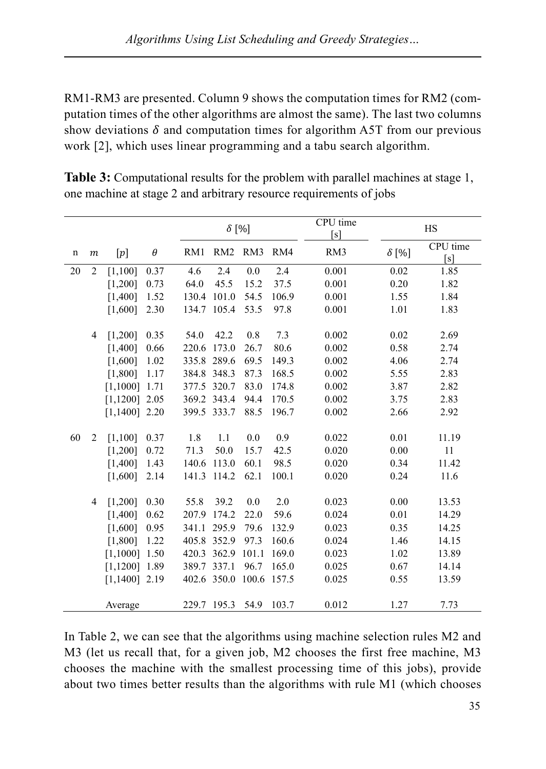RM1-RM3 are presented. Column 9 shows the computation times for RM2 (computation times of the other algorithms are almost the same). The last two columns show deviations $\delta$ and computation times for algorithm A5T from our previous work [2], which uses linear programming and a tabu search algorithm.

**Table 3:** Computational results for the problem with parallel machines at stage 1, one machine at stage 2 and arbitrary resource requirements of jobs

| | | | | $\delta$ [%] | | | | CPU time [s] | HS | |
|---|---|---|---|---|---|---|---|---|---|---|
| n | $m$ | $[p]$ | $\theta$ | RM1 | RM2 | RM3 | RM4 | RM3 | $\delta$ [%] | CPU time [s] |
| 20 | 2 | [1,100] | 0.37 | 4.6 | 2.4 | 0.0 | 2.4 | 0.001 | 0.02 | 1.85 |
| | | [1,200] | 0.73 | 64.0 | 45.5 | 15.2 | 37.5 | 0.001 | 0.20 | 1.82 |
| | | [1,400] | 1.52 | 130.4 | 101.0 | 54.5 | 106.9 | 0.001 | 1.55 | 1.84 |
| | | [1,600] | 2.30 | 134.7 | 105.4 | 53.5 | 97.8 | 0.001 | 1.01 | 1.83 |
| | 4 | [1,200] | 0.35 | 54.0 | 42.2 | 0.8 | 7.3 | 0.002 | 0.02 | 2.69 |
| | | [1,400] | 0.66 | 220.6 | 173.0 | 26.7 | 80.6 | 0.002 | 0.58 | 2.74 |
| | | [1,600] | 1.02 | 335.8 | 289.6 | 69.5 | 149.3 | 0.002 | 4.06 | 2.74 |
| | | [1,800] | 1.17 | 384.8 | 348.3 | 87.3 | 168.5 | 0.002 | 5.55 | 2.83 |
| | | [1,1000] | 1.71 | 377.5 | 320.7 | 83.0 | 174.8 | 0.002 | 3.87 | 2.82 |
| | | [1,1200] | 2.05 | 369.2 | 343.4 | 94.4 | 170.5 | 0.002 | 3.75 | 2.83 |
| | | [1,1400] | 2.20 | 399.5 | 333.7 | 88.5 | 196.7 | 0.002 | 2.66 | 2.92 |
| 60 | 2 | [1,100] | 0.37 | 1.8 | 1.1 | 0.0 | 0.9 | 0.022 | 0.01 | 11.19 |
| | | [1,200] | 0.72 | 71.3 | 50.0 | 15.7 | 42.5 | 0.020 | 0.00 | 11 |
| | | [1,400] | 1.43 | 140.6 | 113.0 | 60.1 | 98.5 | 0.020 | 0.34 | 11.42 |
| | | [1,600] | 2.14 | 141.3 | 114.2 | 62.1 | 100.1 | 0.020 | 0.24 | 11.6 |
| | 4 | [1,200] | 0.30 | 55.8 | 39.2 | 0.0 | 2.0 | 0.023 | 0.00 | 13.53 |
| | | [1,400] | 0.62 | 207.9 | 174.2 | 22.0 | 59.6 | 0.024 | 0.01 | 14.29 |
| | | [1,600] | 0.95 | 341.1 | 295.9 | 79.6 | 132.9 | 0.023 | 0.35 | 14.25 |
| | | [1,800] | 1.22 | 405.8 | 352.9 | 97.3 | 160.6 | 0.024 | 1.46 | 14.15 |
| | | [1,1000] | 1.50 | 420.3 | 362.9 | 101.1 | 169.0 | 0.023 | 1.02 | 13.89 |
| | | [1,1200] | 1.89 | 389.7 | 337.1 | 96.7 | 165.0 | 0.025 | 0.67 | 14.14 |
| | | [1,1400] | 2.19 | 402.6 | 350.0 | 100.6 | 157.5 | 0.025 | 0.55 | 13.59 |
| | | Average | | 229.7 | 195.3 | 54.9 | 103.7 | 0.012 | 1.27 | 7.73 |

In Table 2, we can see that the algorithms using machine selection rules M2 and M3 (let us recall that, for a given job, M2 chooses the first free machine, M3 chooses the machine with the smallest processing time of this jobs), provide about two times better results than the algorithms with rule M1 (which chooses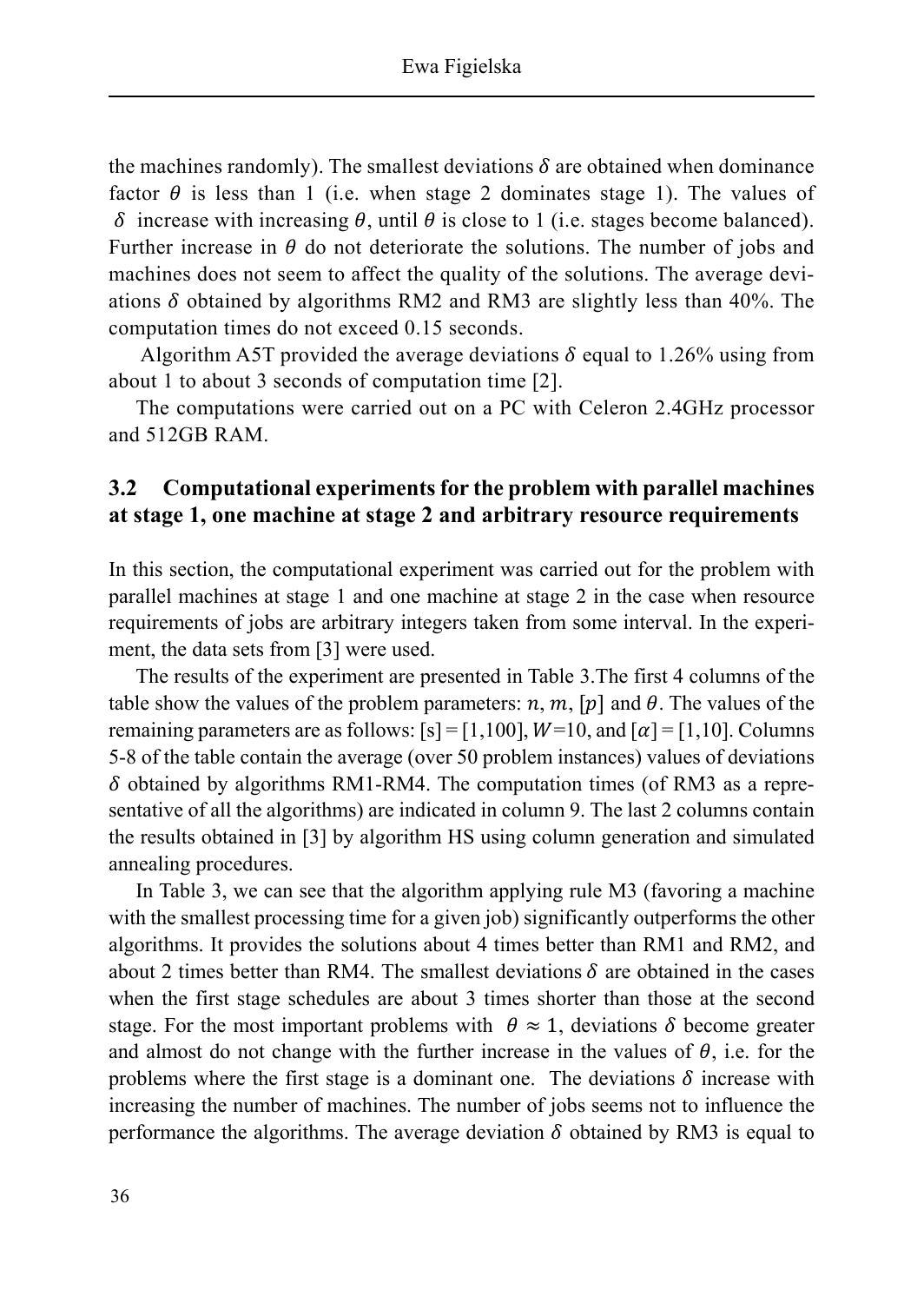the machines randomly). The smallest deviations $\delta$ are obtained when dominance factor $\theta$ is less than 1 (i.e. when stage 2 dominates stage 1). The values of $\delta$ increase with increasing $\theta$, until $\theta$ is close to 1 (i.e. stages become balanced). Further increase in $\theta$ do not deteriorate the solutions. The number of jobs and machines does not seem to affect the quality of the solutions. The average deviations $\delta$ obtained by algorithms RM2 and RM3 are slightly less than 40%. The computation times do not exceed 0.15 seconds.

Algorithm A5T provided the average deviations $\delta$ equal to 1.26% using from about 1 to about 3 seconds of computation time [2].

The computations were carried out on a PC with Celeron 2.4GHz processor and 512GB RAM.

### 3.2 Computational experiments for the problem with parallel machines at stage 1, one machine at stage 2 and arbitrary resource requirements

In this section, the computational experiment was carried out for the problem with parallel machines at stage 1 and one machine at stage 2 in the case when resource requirements of jobs are arbitrary integers taken from some interval. In the experiment, the data sets from [3] were used.

The results of the experiment are presented in Table 3.The first 4 columns of the table show the values of the problem parameters: $n$, $m$, $[p]$ and $\theta$. The values of the remaining parameters are as follows: $[s] = [1,100]$, $W=10$, and $[\alpha] = [1,10]$. Columns 5-8 of the table contain the average (over 50 problem instances) values of deviations $\delta$ obtained by algorithms RM1-RM4. The computation times (of RM3 as a representative of all the algorithms) are indicated in column 9. The last 2 columns contain the results obtained in [3] by algorithm HS using column generation and simulated annealing procedures.

In Table 3, we can see that the algorithm applying rule M3 (favoring a machine with the smallest processing time for a given job) significantly outperforms the other algorithms. It provides the solutions about 4 times better than RM1 and RM2, and about 2 times better than RM4. The smallest deviations $\delta$ are obtained in the cases when the first stage schedules are about 3 times shorter than those at the second stage. For the most important problems with $\theta \approx 1$, deviations $\delta$ become greater and almost do not change with the further increase in the values of $\theta$, i.e. for the problems where the first stage is a dominant one. The deviations $\delta$ increase with increasing the number of machines. The number of jobs seems not to influence the performance the algorithms. The average deviation $\delta$ obtained by RM3 is equal to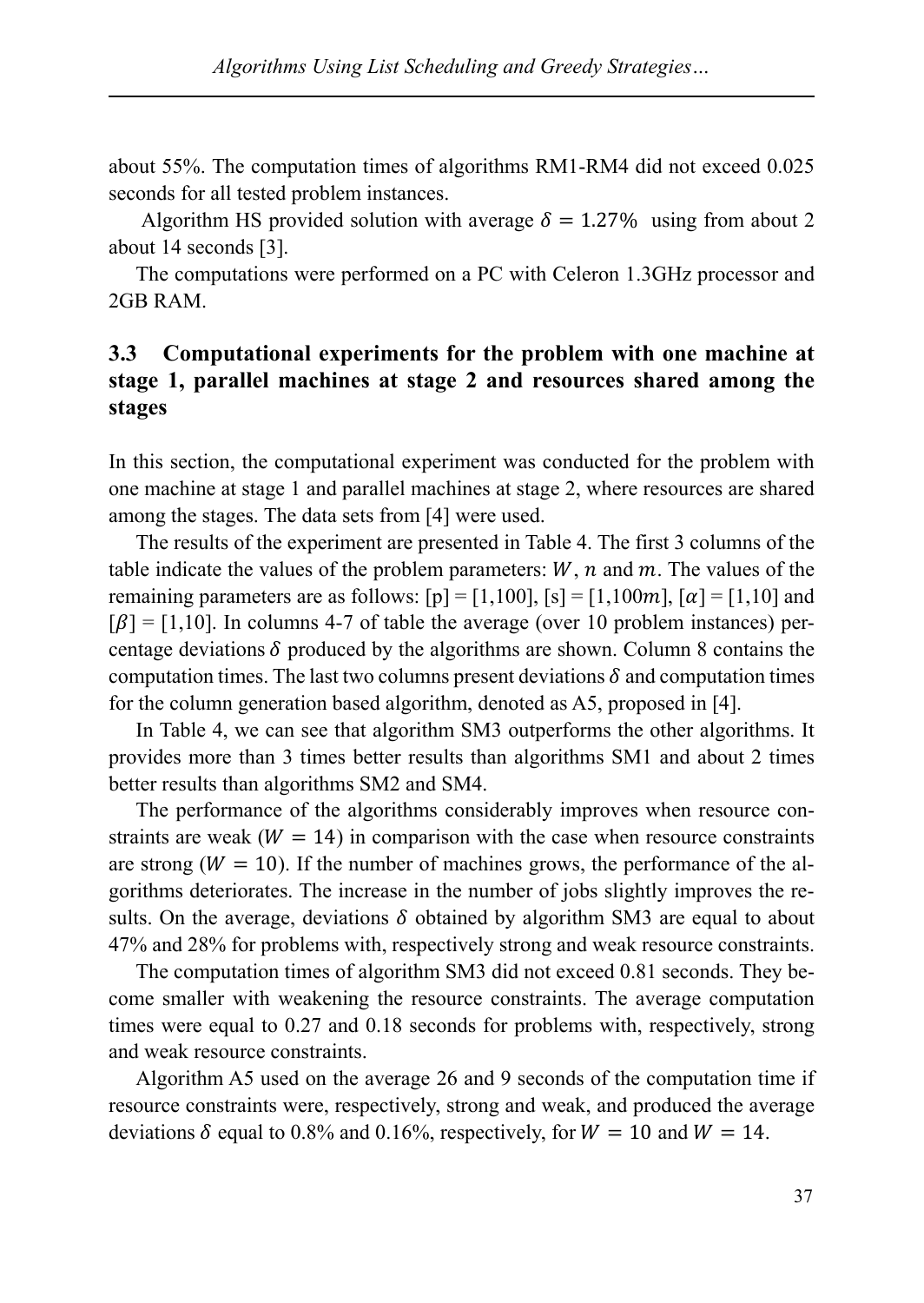about 55%. The computation times of algorithms RM1-RM4 did not exceed 0.025 seconds for all tested problem instances.

Algorithm HS provided solution with average $\delta = 1.27\%$ using from about 2 about 14 seconds [3].

The computations were performed on a PC with Celeron 1.3GHz processor and 2GB RAM.

### 3.3 Computational experiments for the problem with one machine at stage 1, parallel machines at stage 2 and resources shared among the stages

In this section, the computational experiment was conducted for the problem with one machine at stage 1 and parallel machines at stage 2, where resources are shared among the stages. The data sets from [4] were used.

The results of the experiment are presented in Table 4. The first 3 columns of the table indicate the values of the problem parameters: $W$, $n$ and $m$. The values of the remaining parameters are as follows: [p] = [1,100], [s] = [1,100$m$], [$\alpha$] = [1,10] and [$\beta$] = [1,10]. In columns 4-7 of table the average (over 10 problem instances) percentage deviations $\delta$ produced by the algorithms are shown. Column 8 contains the computation times. The last two columns present deviations $\delta$ and computation times for the column generation based algorithm, denoted as A5, proposed in [4].

In Table 4, we can see that algorithm SM3 outperforms the other algorithms. It provides more than 3 times better results than algorithms SM1 and about 2 times better results than algorithms SM2 and SM4.

The performance of the algorithms considerably improves when resource constraints are weak ($W = 14$) in comparison with the case when resource constraints are strong ($W = 10$). If the number of machines grows, the performance of the algorithms deteriorates. The increase in the number of jobs slightly improves the results. On the average, deviations $\delta$ obtained by algorithm SM3 are equal to about 47% and 28% for problems with, respectively strong and weak resource constraints.

The computation times of algorithm SM3 did not exceed 0.81 seconds. They become smaller with weakening the resource constraints. The average computation times were equal to 0.27 and 0.18 seconds for problems with, respectively, strong and weak resource constraints.

Algorithm A5 used on the average 26 and 9 seconds of the computation time if resource constraints were, respectively, strong and weak, and produced the average deviations $\delta$ equal to 0.8% and 0.16%, respectively, for $W = 10$ and $W = 14$.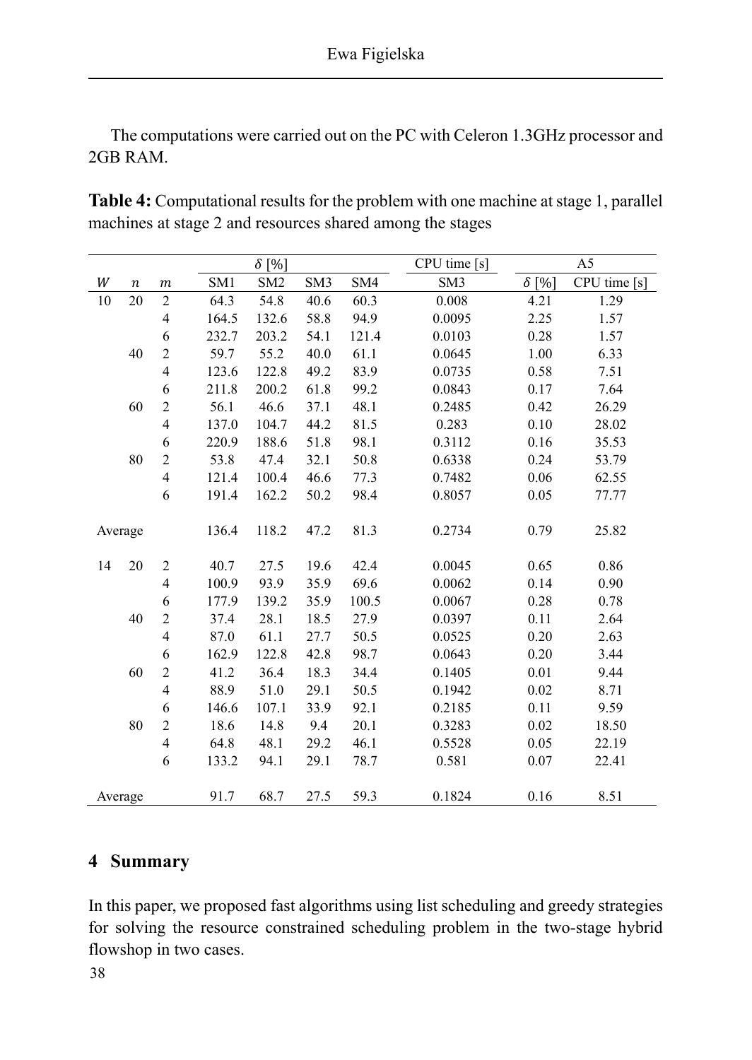The computations were carried out on the PC with Celeron 1.3GHz processor and 2GB RAM.

**Table 4:** Computational results for the problem with one machine at stage 1, parallel machines at stage 2 and resources shared among the stages

| | | | $\delta$ [%] | | | | CPU time [s] | A5 | |
|---|---|---|---|---|---|---|---|---|---|
| $W$ | $n$ | $m$ | SM1 | SM2 | SM3 | SM4 | SM3 | $\delta$ [%] | CPU time [s] |
| 10 | 20 | 2 | 64.3 | 54.8 | 40.6 | 60.3 | 0.008 | 4.21 | 1.29 |
| | | 4 | 164.5 | 132.6 | 58.8 | 94.9 | 0.0095 | 2.25 | 1.57 |
| | | 6 | 232.7 | 203.2 | 54.1 | 121.4 | 0.0103 | 0.28 | 1.57 |
| | 40 | 2 | 59.7 | 55.2 | 40.0 | 61.1 | 0.0645 | 1.00 | 6.33 |
| | | 4 | 123.6 | 122.8 | 49.2 | 83.9 | 0.0735 | 0.58 | 7.51 |
| | | 6 | 211.8 | 200.2 | 61.8 | 99.2 | 0.0843 | 0.17 | 7.64 |
| | 60 | 2 | 56.1 | 46.6 | 37.1 | 48.1 | 0.2485 | 0.42 | 26.29 |
| | | 4 | 137.0 | 104.7 | 44.2 | 81.5 | 0.283 | 0.10 | 28.02 |
| | | 6 | 220.9 | 188.6 | 51.8 | 98.1 | 0.3112 | 0.16 | 35.53 |
| | 80 | 2 | 53.8 | 47.4 | 32.1 | 50.8 | 0.6338 | 0.24 | 53.79 |
| | | 4 | 121.4 | 100.4 | 46.6 | 77.3 | 0.7482 | 0.06 | 62.55 |
| | | 6 | 191.4 | 162.2 | 50.2 | 98.4 | 0.8057 | 0.05 | 77.77 |
| Average | | | 136.4 | 118.2 | 47.2 | 81.3 | 0.2734 | 0.79 | 25.82 |
| 14 | 20 | 2 | 40.7 | 27.5 | 19.6 | 42.4 | 0.0045 | 0.65 | 0.86 |
| | | 4 | 100.9 | 93.9 | 35.9 | 69.6 | 0.0062 | 0.14 | 0.90 |
| | | 6 | 177.9 | 139.2 | 35.9 | 100.5 | 0.0067 | 0.28 | 0.78 |
| | 40 | 2 | 37.4 | 28.1 | 18.5 | 27.9 | 0.0397 | 0.11 | 2.64 |
| | | 4 | 87.0 | 61.1 | 27.7 | 50.5 | 0.0525 | 0.20 | 2.63 |
| | | 6 | 162.9 | 122.8 | 42.8 | 98.7 | 0.0643 | 0.20 | 3.44 |
| | 60 | 2 | 41.2 | 36.4 | 18.3 | 34.4 | 0.1405 | 0.01 | 9.44 |
| | | 4 | 88.9 | 51.0 | 29.1 | 50.5 | 0.1942 | 0.02 | 8.71 |
| | | 6 | 146.6 | 107.1 | 33.9 | 92.1 | 0.2185 | 0.11 | 9.59 |
| | 80 | 2 | 18.6 | 14.8 | 9.4 | 20.1 | 0.3283 | 0.02 | 18.50 |
| | | 4 | 64.8 | 48.1 | 29.2 | 46.1 | 0.5528 | 0.05 | 22.19 |
| | | 6 | 133.2 | 94.1 | 29.1 | 78.7 | 0.581 | 0.07 | 22.41 |
| Average | | | 91.7 | 68.7 | 27.5 | 59.3 | 0.1824 | 0.16 | 8.51 |

## 4 Summary

In this paper, we proposed fast algorithms using list scheduling and greedy strategies for solving the resource constrained scheduling problem in the two-stage hybrid flowshop in two cases.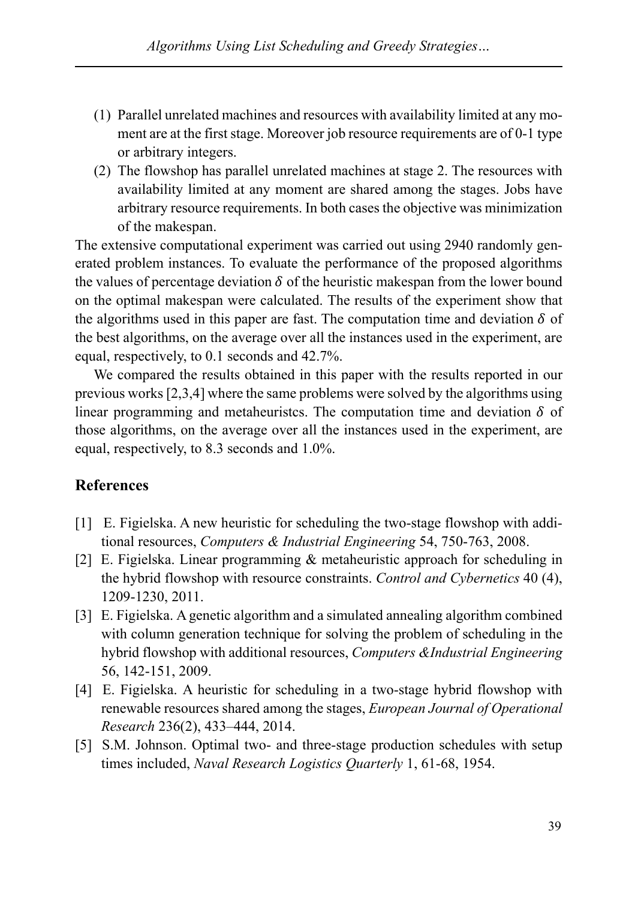(1) Parallel unrelated machines and resources with availability limited at any moment are at the first stage. Moreover job resource requirements are of 0-1 type or arbitrary integers.

(2) The flowshop has parallel unrelated machines at stage 2. The resources with availability limited at any moment are shared among the stages. Jobs have arbitrary resource requirements. In both cases the objective was minimization of the makespan.

The extensive computational experiment was carried out using 2940 randomly generated problem instances. To evaluate the performance of the proposed algorithms the values of percentage deviation $\delta$ of the heuristic makespan from the lower bound on the optimal makespan were calculated. The results of the experiment show that the algorithms used in this paper are fast. The computation time and deviation $\delta$ of the best algorithms, on the average over all the instances used in the experiment, are equal, respectively, to 0.1 seconds and 42.7%.

We compared the results obtained in this paper with the results reported in our previous works [2,3,4] where the same problems were solved by the algorithms using linear programming and metaheuristcs. The computation time and deviation $\delta$ of those algorithms, on the average over all the instances used in the experiment, are equal, respectively, to 8.3 seconds and 1.0%.

## References

[1] E. Figielska. A new heuristic for scheduling the two-stage flowshop with additional resources, *Computers & Industrial Engineering* 54, 750-763, 2008.

[2] E. Figielska. Linear programming & metaheuristic approach for scheduling in the hybrid flowshop with resource constraints. *Control and Cybernetics* 40 (4), 1209-1230, 2011.

[3] E. Figielska. A genetic algorithm and a simulated annealing algorithm combined with column generation technique for solving the problem of scheduling in the hybrid flowshop with additional resources, *Computers &Industrial Engineering* 56, 142-151, 2009.

[4] E. Figielska. A heuristic for scheduling in a two-stage hybrid flowshop with renewable resources shared among the stages, *European Journal of Operational Research* 236(2), 433–444, 2014.

[5] S.M. Johnson. Optimal two- and three-stage production schedules with setup times included, *Naval Research Logistics Quarterly* 1, 61-68, 1954.